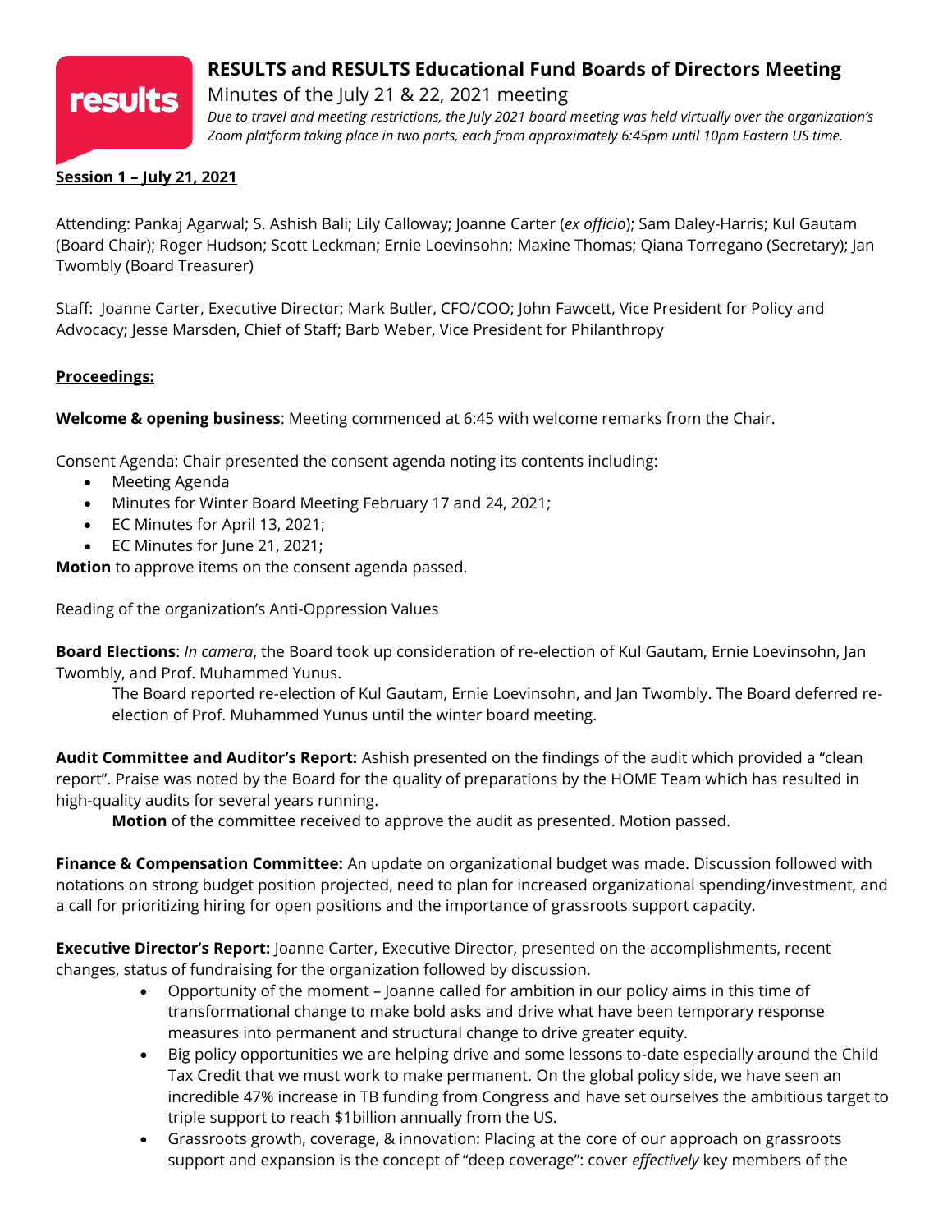# RESULTS and RESULTS Educational Fund Boards of Directors Meeting

## Minutes of the July 21 & 22, 2021 meeting

*Due to travel and meeting restrictions, the July 2021 board meeting was held virtually over the organization's Zoom platform taking place in two parts, each from approximately 6:45pm until 10pm Eastern US time.*

**Session 1 – July 21, 2021**

Attending: Pankaj Agarwal; S. Ashish Bali; Lily Calloway; Joanne Carter (*ex officio*); Sam Daley-Harris; Kul Gautam (Board Chair); Roger Hudson; Scott Leckman; Ernie Loevinsohn; Maxine Thomas; Qiana Torregano (Secretary); Jan Twombly (Board Treasurer)

Staff: Joanne Carter, Executive Director; Mark Butler, CFO/COO; John Fawcett, Vice President for Policy and Advocacy; Jesse Marsden, Chief of Staff; Barb Weber, Vice President for Philanthropy

**Proceedings:**

**Welcome & opening business**: Meeting commenced at 6:45 with welcome remarks from the Chair.

Consent Agenda: Chair presented the consent agenda noting its contents including:

- Meeting Agenda
- Minutes for Winter Board Meeting February 17 and 24, 2021;
- EC Minutes for April 13, 2021;
- EC Minutes for June 21, 2021;

**Motion** to approve items on the consent agenda passed.

Reading of the organization's Anti-Oppression Values

**Board Elections**: *In camera*, the Board took up consideration of re-election of Kul Gautam, Ernie Loevinsohn, Jan Twombly, and Prof. Muhammed Yunus.

> The Board reported re-election of Kul Gautam, Ernie Loevinsohn, and Jan Twombly. The Board deferred re-election of Prof. Muhammed Yunus until the winter board meeting.

**Audit Committee and Auditor's Report:** Ashish presented on the findings of the audit which provided a "clean report". Praise was noted by the Board for the quality of preparations by the HOME Team which has resulted in high-quality audits for several years running.

> **Motion** of the committee received to approve the audit as presented. Motion passed.

**Finance & Compensation Committee:** An update on organizational budget was made. Discussion followed with notations on strong budget position projected, need to plan for increased organizational spending/investment, and a call for prioritizing hiring for open positions and the importance of grassroots support capacity.

**Executive Director's Report:** Joanne Carter, Executive Director, presented on the accomplishments, recent changes, status of fundraising for the organization followed by discussion.

- Opportunity of the moment – Joanne called for ambition in our policy aims in this time of transformational change to make bold asks and drive what have been temporary response measures into permanent and structural change to drive greater equity.
- Big policy opportunities we are helping drive and some lessons to-date especially around the Child Tax Credit that we must work to make permanent. On the global policy side, we have seen an incredible 47% increase in TB funding from Congress and have set ourselves the ambitious target to triple support to reach $1billion annually from the US.
- Grassroots growth, coverage, & innovation: Placing at the core of our approach on grassroots support and expansion is the concept of "deep coverage": cover *effectively* key members of the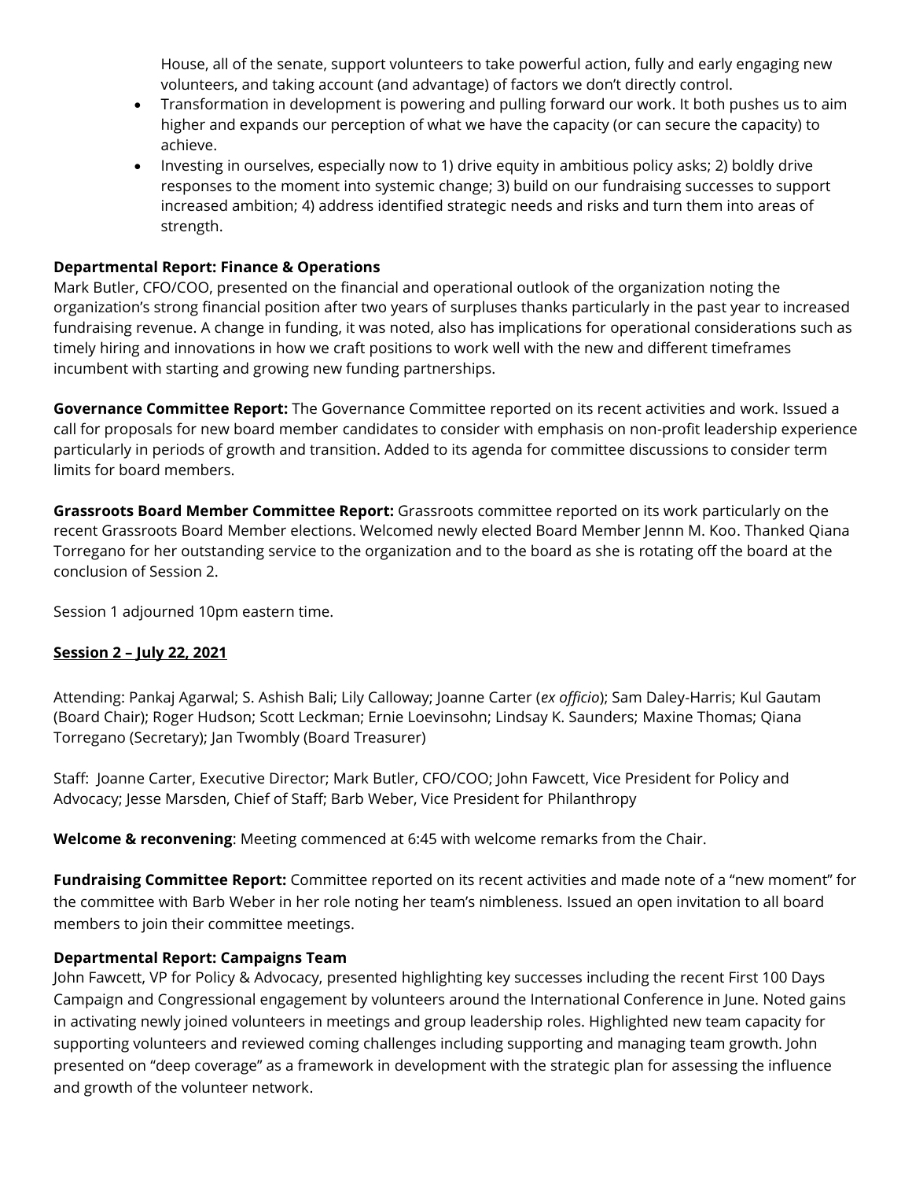House, all of the senate, support volunteers to take powerful action, fully and early engaging new volunteers, and taking account (and advantage) of factors we don't directly control.

- Transformation in development is powering and pulling forward our work. It both pushes us to aim higher and expands our perception of what we have the capacity (or can secure the capacity) to achieve.
- Investing in ourselves, especially now to 1) drive equity in ambitious policy asks; 2) boldly drive responses to the moment into systemic change; 3) build on our fundraising successes to support increased ambition; 4) address identified strategic needs and risks and turn them into areas of strength.

**Departmental Report: Finance & Operations**
Mark Butler, CFO/COO, presented on the financial and operational outlook of the organization noting the organization's strong financial position after two years of surpluses thanks particularly in the past year to increased fundraising revenue. A change in funding, it was noted, also has implications for operational considerations such as timely hiring and innovations in how we craft positions to work well with the new and different timeframes incumbent with starting and growing new funding partnerships.

**Governance Committee Report:** The Governance Committee reported on its recent activities and work. Issued a call for proposals for new board member candidates to consider with emphasis on non-profit leadership experience particularly in periods of growth and transition. Added to its agenda for committee discussions to consider term limits for board members.

**Grassroots Board Member Committee Report:** Grassroots committee reported on its work particularly on the recent Grassroots Board Member elections. Welcomed newly elected Board Member Jennn M. Koo. Thanked Qiana Torregano for her outstanding service to the organization and to the board as she is rotating off the board at the conclusion of Session 2.

Session 1 adjourned 10pm eastern time.

**Session 2 – July 22, 2021**

Attending: Pankaj Agarwal; S. Ashish Bali; Lily Calloway; Joanne Carter (*ex officio*); Sam Daley-Harris; Kul Gautam (Board Chair); Roger Hudson; Scott Leckman; Ernie Loevinsohn; Lindsay K. Saunders; Maxine Thomas; Qiana Torregano (Secretary); Jan Twombly (Board Treasurer)

Staff: Joanne Carter, Executive Director; Mark Butler, CFO/COO; John Fawcett, Vice President for Policy and Advocacy; Jesse Marsden, Chief of Staff; Barb Weber, Vice President for Philanthropy

**Welcome & reconvening**: Meeting commenced at 6:45 with welcome remarks from the Chair.

**Fundraising Committee Report:** Committee reported on its recent activities and made note of a "new moment" for the committee with Barb Weber in her role noting her team's nimbleness. Issued an open invitation to all board members to join their committee meetings.

**Departmental Report: Campaigns Team**
John Fawcett, VP for Policy & Advocacy, presented highlighting key successes including the recent First 100 Days Campaign and Congressional engagement by volunteers around the International Conference in June. Noted gains in activating newly joined volunteers in meetings and group leadership roles. Highlighted new team capacity for supporting volunteers and reviewed coming challenges including supporting and managing team growth. John presented on "deep coverage" as a framework in development with the strategic plan for assessing the influence and growth of the volunteer network.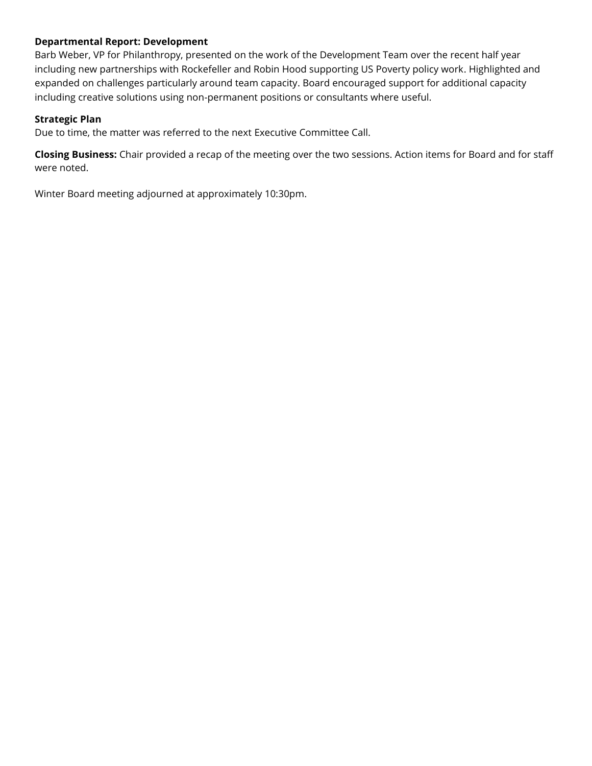**Departmental Report: Development**
Barb Weber, VP for Philanthropy, presented on the work of the Development Team over the recent half year including new partnerships with Rockefeller and Robin Hood supporting US Poverty policy work. Highlighted and expanded on challenges particularly around team capacity. Board encouraged support for additional capacity including creative solutions using non-permanent positions or consultants where useful.

**Strategic Plan**
Due to time, the matter was referred to the next Executive Committee Call.

**Closing Business:** Chair provided a recap of the meeting over the two sessions. Action items for Board and for staff were noted.

Winter Board meeting adjourned at approximately 10:30pm.